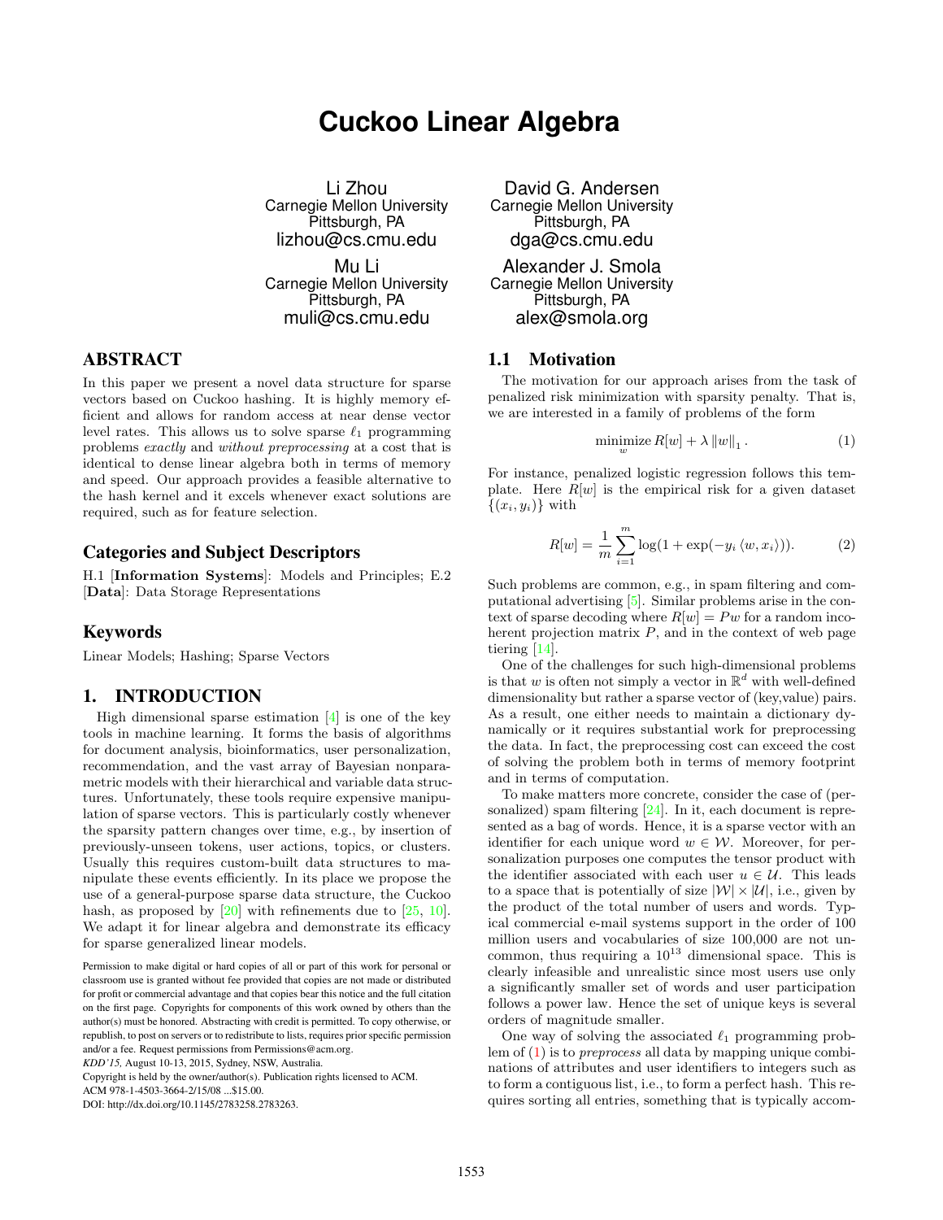# Cuckoo Linear Algebra

Li Zhou
Carnegie Mellon University
Pittsburgh, PA
lizhou@cs.cmu.edu

David G. Andersen
Carnegie Mellon University
Pittsburgh, PA
dga@cs.cmu.edu

Mu Li
Carnegie Mellon University
Pittsburgh, PA
muli@cs.cmu.edu

Alexander J. Smola
Carnegie Mellon University
Pittsburgh, PA
alex@smola.org

## ABSTRACT

In this paper we present a novel data structure for sparse vectors based on Cuckoo hashing. It is highly memory efficient and allows for random access at near dense vector level rates. This allows us to solve sparse $\ell_1$ programming problems *exactly* and *without preprocessing* at a cost that is identical to dense linear algebra both in terms of memory and speed. Our approach provides a feasible alternative to the hash kernel and it excels whenever exact solutions are required, such as for feature selection.

## Categories and Subject Descriptors

H.1 [**Information Systems**]: Models and Principles; E.2 [**Data**]: Data Storage Representations

## Keywords

Linear Models; Hashing; Sparse Vectors

## 1. INTRODUCTION

High dimensional sparse estimation [4] is one of the key tools in machine learning. It forms the basis of algorithms for document analysis, bioinformatics, user personalization, recommendation, and the vast array of Bayesian nonparametric models with their hierarchical and variable data structures. Unfortunately, these tools require expensive manipulation of sparse vectors. This is particularly costly whenever the sparsity pattern changes over time, e.g., by insertion of previously-unseen tokens, user actions, topics, or clusters. Usually this requires custom-built data structures to manipulate these events efficiently. In its place we propose the use of a general-purpose sparse data structure, the Cuckoo hash, as proposed by [20] with refinements due to [25, 10]. We adapt it for linear algebra and demonstrate its efficacy for sparse generalized linear models.

Permission to make digital or hard copies of all or part of this work for personal or classroom use is granted without fee provided that copies are not made or distributed for profit or commercial advantage and that copies bear this notice and the full citation on the first page. Copyrights for components of this work owned by others than the author(s) must be honored. Abstracting with credit is permitted. To copy otherwise, or republish, to post on servers or to redistribute to lists, requires prior specific permission and/or a fee. Request permissions from Permissions@acm.org.
*KDD'15,* August 10-13, 2015, Sydney, NSW, Australia.
Copyright is held by the owner/author(s). Publication rights licensed to ACM.
ACM 978-1-4503-3664-2/15/08 ...$15.00.
DOI: http://dx.doi.org/10.1145/2783258.2783263.

### 1.1 Motivation

The motivation for our approach arises from the task of penalized risk minimization with sparsity penalty. That is, we are interested in a family of problems of the form

$$\underset{w}{\text{minimize}}\, R[w] + \lambda \left\|w\right\|_1. \tag{1}$$

For instance, penalized logistic regression follows this template. Here $R[w]$ is the empirical risk for a given dataset $\{(x_i, y_i)\}$ with

$$R[w] = \frac{1}{m}\sum_{i=1}^{m} \log(1 + \exp(-y_i \langle w, x_i\rangle)). \tag{2}$$

Such problems are common, e.g., in spam filtering and computational advertising [5]. Similar problems arise in the context of sparse decoding where $R[w] = Pw$ for a random incoherent projection matrix $P$, and in the context of web page tiering [14].

One of the challenges for such high-dimensional problems is that $w$ is often not simply a vector in $\mathbb{R}^d$ with well-defined dimensionality but rather a sparse vector of (key,value) pairs. As a result, one either needs to maintain a dictionary dynamically or it requires substantial work for preprocessing the data. In fact, the preprocessing cost can exceed the cost of solving the problem both in terms of memory footprint and in terms of computation.

To make matters more concrete, consider the case of (personalized) spam filtering [24]. In it, each document is represented as a bag of words. Hence, it is a sparse vector with an identifier for each unique word $w \in \mathcal{W}$. Moreover, for personalization purposes one computes the tensor product with the identifier associated with each user $u \in \mathcal{U}$. This leads to a space that is potentially of size $|\mathcal{W}| \times |\mathcal{U}|$, i.e., given by the product of the total number of users and words. Typical commercial e-mail systems support in the order of 100 million users and vocabularies of size 100,000 are not uncommon, thus requiring a $10^{13}$ dimensional space. This is clearly infeasible and unrealistic since most users use only a significantly smaller set of words and user participation follows a power law. Hence the set of unique keys is several orders of magnitude smaller.

One way of solving the associated $\ell_1$ programming problem of (1) is to *preprocess* all data by mapping unique combinations of attributes and user identifiers to integers such as to form a contiguous list, i.e., to form a perfect hash. This requires sorting all entries, something that is typically accom-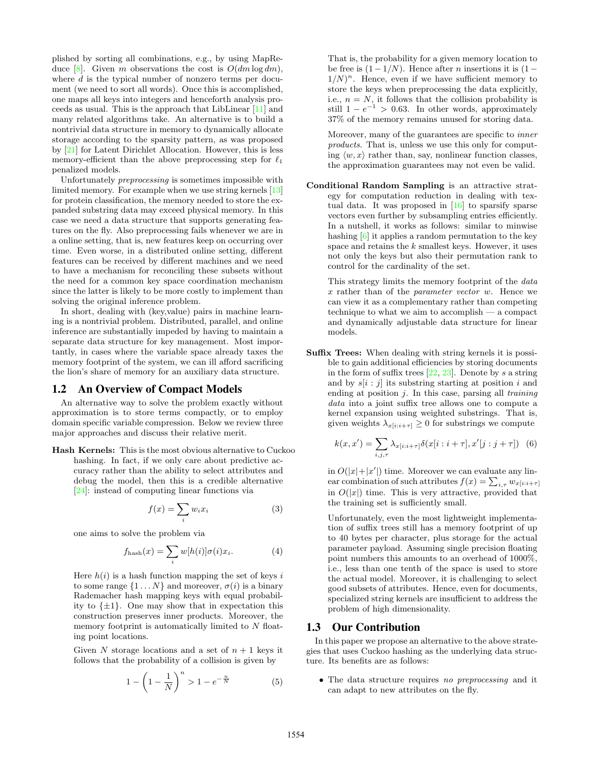plished by sorting all combinations, e.g., by using MapReduce [8]. Given $m$ observations the cost is $O(dm \log dm)$, where $d$ is the typical number of nonzero terms per document (we need to sort all words). Once this is accomplished, one maps all keys into integers and henceforth analysis proceeds as usual. This is the approach that LibLinear [11] and many related algorithms take. An alternative is to build a nontrivial data structure in memory to dynamically allocate storage according to the sparsity pattern, as was proposed by [21] for Latent Dirichlet Allocation. However, this is less memory-efficient than the above preprocessing step for $\ell_1$ penalized models.

Unfortunately *preprocessing* is sometimes impossible with limited memory. For example when we use string kernels [13] for protein classification, the memory needed to store the expanded substring data may exceed physical memory. In this case we need a data structure that supports generating features on the fly. Also preprocessing fails whenever we are in a online setting, that is, new features keep on occurring over time. Even worse, in a distributed online setting, different features can be received by different machines and we need to have a mechanism for reconciling these subsets without the need for a common key space coordination mechanism since the latter is likely to be more costly to implement than solving the original inference problem.

In short, dealing with (key,value) pairs in machine learning is a nontrivial problem. Distributed, parallel, and online inference are substantially impeded by having to maintain a separate data structure for key management. Most importantly, in cases where the variable space already taxes the memory footprint of the system, we can ill afford sacrificing the lion's share of memory for an auxiliary data structure.

## 1.2 An Overview of Compact Models

An alternative way to solve the problem exactly without approximation is to store terms compactly, or to employ domain specific variable compression. Below we review three major approaches and discuss their relative merit.

**Hash Kernels:** This is the most obvious alternative to Cuckoo hashing. In fact, if we only care about predictive accuracy rather than the ability to select attributes and debug the model, then this is a credible alternative [24]: instead of computing linear functions via

$$f(x) = \sum_i w_i x_i \tag{3}$$

one aims to solve the problem via

$$f_{\text{hash}}(x) = \sum_i w[h(i)]\sigma(i)x_i. \tag{4}$$

Here $h(i)$ is a hash function mapping the set of keys $i$ to some range $\{1 \dots N\}$ and moreover, $\sigma(i)$ is a binary Rademacher hash mapping keys with equal probability to $\{\pm 1\}$. One may show that in expectation this construction preserves inner products. Moreover, the memory footprint is automatically limited to $N$ floating point locations.

Given $N$ storage locations and a set of $n+1$ keys it follows that the probability of a collision is given by

$$1 - \left(1 - \frac{1}{N}\right)^n > 1 - e^{-\frac{n}{N}} \tag{5}$$

That is, the probability for a given memory location to be free is $(1 - 1/N)$. Hence after $n$ insertions it is $(1 - 1/N)^n$. Hence, even if we have sufficient memory to store the keys when preprocessing the data explicitly, i.e., $n = N$, it follows that the collision probability is still $1 - e^{-1} > 0.63$. In other words, approximately 37% of the memory remains unused for storing data.

Moreover, many of the guarantees are specific to *inner products*. That is, unless we use this only for computing $\langle w, x \rangle$ rather than, say, nonlinear function classes, the approximation guarantees may not even be valid.

**Conditional Random Sampling** is an attractive strategy for computation reduction in dealing with textual data. It was proposed in [16] to sparsify sparse vectors even further by subsampling entries efficiently. In a nutshell, it works as follows: similar to minwise hashing [6] it applies a random permutation to the key space and retains the $k$ smallest keys. However, it uses not only the keys but also their permutation rank to control for the cardinality of the set.

This strategy limits the memory footprint of the *data* $x$ rather than of the *parameter vector* $w$. Hence we can view it as a complementary rather than competing technique to what we aim to accomplish — a compact and dynamically adjustable data structure for linear models.

**Suffix Trees:** When dealing with string kernels it is possible to gain additional efficiencies by storing documents in the form of suffix trees [22, 23]. Denote by $s$ a string and by $s[i:j]$ its substring starting at position $i$ and ending at position $j$. In this case, parsing all *training data* into a joint suffix tree allows one to compute a kernel expansion using weighted substrings. That is, given weights $\lambda_{x[i:i+\tau]} \geq 0$ for substrings we compute

$$k(x, x') = \sum_{i,j,\tau} \lambda_{x[i:i+\tau]} \delta(x[i:i+\tau], x'[j:j+\tau]) \tag{6}$$

in $O(|x|+|x'|)$ time. Moreover we can evaluate any linear combination of such attributes $f(x) = \sum_{i,\tau} w_{x[i:i+\tau]}$ in $O(|x|)$ time. This is very attractive, provided that the training set is sufficiently small.

Unfortunately, even the most lightweight implementation of suffix trees still has a memory footprint of up to 40 bytes per character, plus storage for the actual parameter payload. Assuming single precision floating point numbers this amounts to an overhead of 1000%, i.e., less than one tenth of the space is used to store the actual model. Moreover, it is challenging to select good subsets of attributes. Hence, even for documents, specialized string kernels are insufficient to address the problem of high dimensionality.

## 1.3 Our Contribution

In this paper we propose an alternative to the above strategies that uses Cuckoo hashing as the underlying data structure. Its benefits are as follows:

- The data structure requires *no preprocessing* and it can adapt to new attributes on the fly.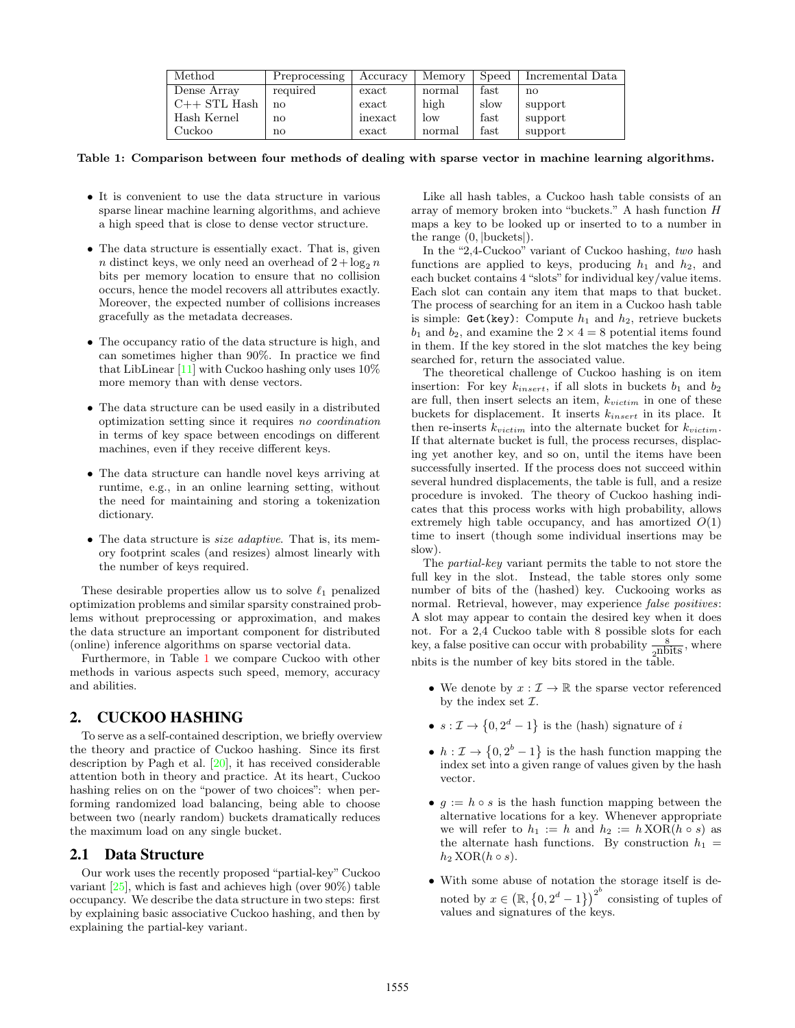| Method | Preprocessing | Accuracy | Memory | Speed | Incremental Data |
|---|---|---|---|---|---|
| Dense Array | required | exact | normal | fast | no |
| C++ STL Hash | no | exact | high | slow | support |
| Hash Kernel | no | inexact | low | fast | support |
| Cuckoo | no | exact | normal | fast | support |

**Table 1: Comparison between four methods of dealing with sparse vector in machine learning algorithms.**

- It is convenient to use the data structure in various sparse linear machine learning algorithms, and achieve a high speed that is close to dense vector structure.
- The data structure is essentially exact. That is, given $n$ distinct keys, we only need an overhead of $2 + \log_2 n$ bits per memory location to ensure that no collision occurs, hence the model recovers all attributes exactly. Moreover, the expected number of collisions increases gracefully as the metadata decreases.
- The occupancy ratio of the data structure is high, and can sometimes higher than 90%. In practice we find that LibLinear [11] with Cuckoo hashing only uses 10% more memory than with dense vectors.
- The data structure can be used easily in a distributed optimization setting since it requires *no coordination* in terms of key space between encodings on different machines, even if they receive different keys.
- The data structure can handle novel keys arriving at runtime, e.g., in an online learning setting, without the need for maintaining and storing a tokenization dictionary.
- The data structure is *size adaptive*. That is, its memory footprint scales (and resizes) almost linearly with the number of keys required.

These desirable properties allow us to solve $\ell_1$ penalized optimization problems and similar sparsity constrained problems without preprocessing or approximation, and makes the data structure an important component for distributed (online) inference algorithms on sparse vectorial data.

Furthermore, in Table 1 we compare Cuckoo with other methods in various aspects such speed, memory, accuracy and abilities.

## 2. CUCKOO HASHING

To serve as a self-contained description, we briefly overview the theory and practice of Cuckoo hashing. Since its first description by Pagh et al. [20], it has received considerable attention both in theory and practice. At its heart, Cuckoo hashing relies on on the "power of two choices": when performing randomized load balancing, being able to choose between two (nearly random) buckets dramatically reduces the maximum load on any single bucket.

### 2.1 Data Structure

Our work uses the recently proposed "partial-key" Cuckoo variant [25], which is fast and achieves high (over 90%) table occupancy. We describe the data structure in two steps: first by explaining basic associative Cuckoo hashing, and then by explaining the partial-key variant.

Like all hash tables, a Cuckoo hash table consists of an array of memory broken into "buckets." A hash function $H$ maps a key to be looked up or inserted to to a number in the range $(0, |\text{buckets}|)$.

In the "2,4-Cuckoo" variant of Cuckoo hashing, *two* hash functions are applied to keys, producing $h_1$ and $h_2$, and each bucket contains 4 "slots" for individual key/value items. Each slot can contain any item that maps to that bucket. The process of searching for an item in a Cuckoo hash table is simple: `Get(key)`: Compute $h_1$ and $h_2$, retrieve buckets $b_1$ and $b_2$, and examine the $2 \times 4 = 8$ potential items found in them. If the key stored in the slot matches the key being searched for, return the associated value.

The theoretical challenge of Cuckoo hashing is on item insertion: For key $k_{insert}$, if all slots in buckets $b_1$ and $b_2$ are full, then insert selects an item, $k_{victim}$ in one of these buckets for displacement. It inserts $k_{insert}$ in its place. It then re-inserts $k_{victim}$ into the alternate bucket for $k_{victim}$. If that alternate bucket is full, the process recurses, displacing yet another key, and so on, until the items have been successfully inserted. If the process does not succeed within several hundred displacements, the table is full, and a resize procedure is invoked. The theory of Cuckoo hashing indicates that this process works with high probability, allows extremely high table occupancy, and has amortized $O(1)$ time to insert (though some individual insertions may be slow).

The *partial-key* variant permits the table to not store the full key in the slot. Instead, the table stores only some number of bits of the (hashed) key. Cuckooing works as normal. Retrieval, however, may experience *false positives*: A slot may appear to contain the desired key when it does not. For a 2,4 Cuckoo table with 8 possible slots for each key, a false positive can occur with probability $\frac{8}{2^{\text{nbits}}}$, where nbits is the number of key bits stored in the table.

- We denote by $x : \mathcal{I} \to \mathbb{R}$ the sparse vector referenced by the index set $\mathcal{I}$.
- $s : \mathcal{I} \to \{0, 2^d - 1\}$ is the (hash) signature of $i$
- $h : \mathcal{I} \to \{0, 2^b - 1\}$ is the hash function mapping the index set into a given range of values given by the hash vector.
- $g := h \circ s$ is the hash function mapping between the alternative locations for a key. Whenever appropriate we will refer to $h_1 := h$ and $h_2 := h \,\text{XOR}(h \circ s)$ as the alternate hash functions. By construction $h_1 = h_2 \,\text{XOR}(h \circ s)$.
- With some abuse of notation the storage itself is denoted by $x \in \left(\mathbb{R}, \{0, 2^d - 1\}\right)^{2^b}$ consisting of tuples of values and signatures of the keys.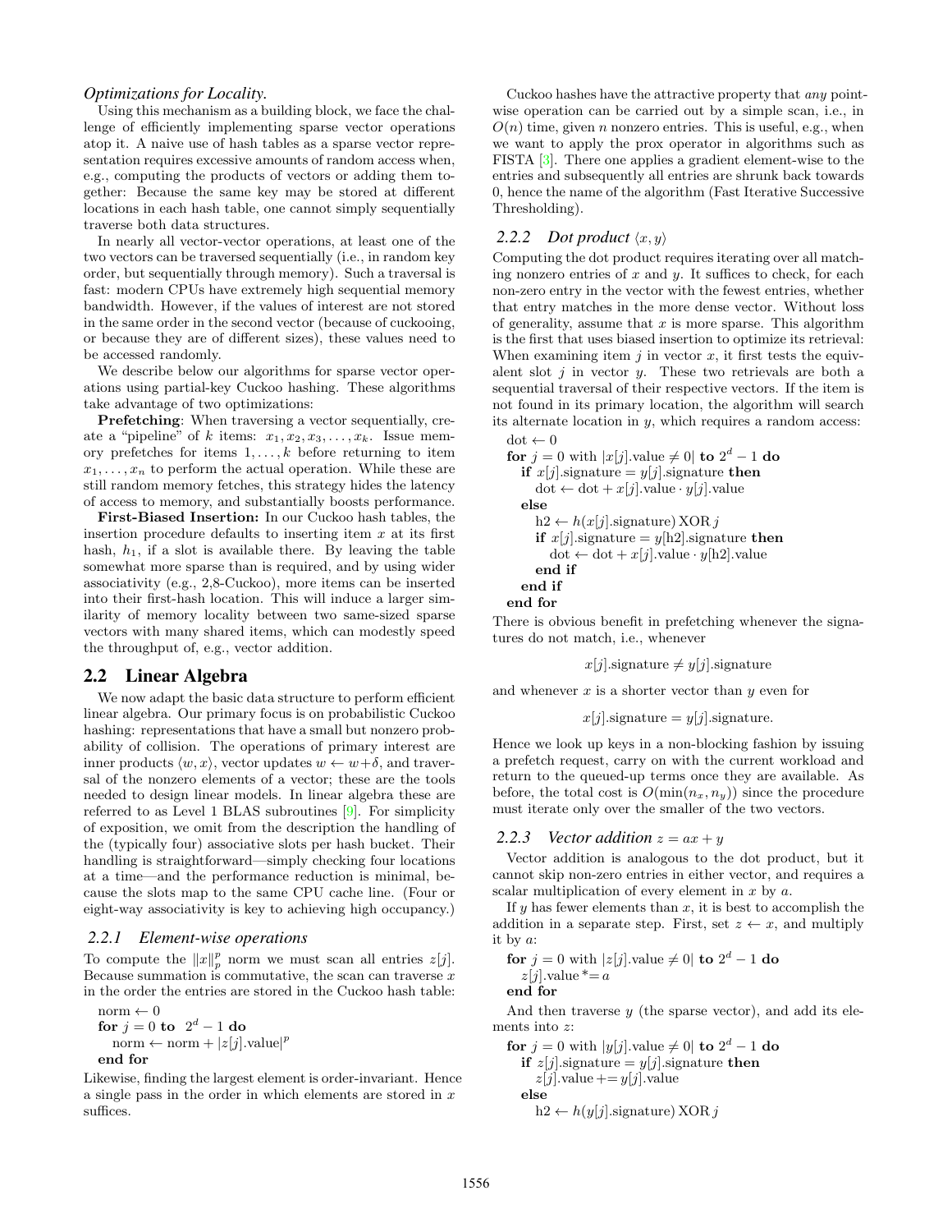### *Optimizations for Locality.*

Using this mechanism as a building block, we face the challenge of efficiently implementing sparse vector operations atop it. A naive use of hash tables as a sparse vector representation requires excessive amounts of random access when, e.g., computing the products of vectors or adding them together: Because the same key may be stored at different locations in each hash table, one cannot simply sequentially traverse both data structures.

In nearly all vector-vector operations, at least one of the two vectors can be traversed sequentially (i.e., in random key order, but sequentially through memory). Such a traversal is fast: modern CPUs have extremely high sequential memory bandwidth. However, if the values of interest are not stored in the same order in the second vector (because of cuckooing, or because they are of different sizes), these values need to be accessed randomly.

We describe below our algorithms for sparse vector operations using partial-key Cuckoo hashing. These algorithms take advantage of two optimizations:

**Prefetching**: When traversing a vector sequentially, create a "pipeline" of $k$ items: $x_1, x_2, x_3, \ldots, x_k$. Issue memory prefetches for items $1, \ldots, k$ before returning to item $x_1, \ldots, x_n$ to perform the actual operation. While these are still random memory fetches, this strategy hides the latency of access to memory, and substantially boosts performance.

**First-Biased Insertion:** In our Cuckoo hash tables, the insertion procedure defaults to inserting item $x$ at its first hash, $h_1$, if a slot is available there. By leaving the table somewhat more sparse than is required, and by using wider associativity (e.g., 2,8-Cuckoo), more items can be inserted into their first-hash location. This will induce a larger similarity of memory locality between two same-sized sparse vectors with many shared items, which can modestly speed the throughput of, e.g., vector addition.

## 2.2 Linear Algebra

We now adapt the basic data structure to perform efficient linear algebra. Our primary focus is on probabilistic Cuckoo hashing: representations that have a small but nonzero probability of collision. The operations of primary interest are inner products $\langle w, x \rangle$, vector updates $w \leftarrow w + \delta$, and traversal of the nonzero elements of a vector; these are the tools needed to design linear models. In linear algebra these are referred to as Level 1 BLAS subroutines [9]. For simplicity of exposition, we omit from the description the handling of the (typically four) associative slots per hash bucket. Their handling is straightforward—simply checking four locations at a time—and the performance reduction is minimal, because the slots map to the same CPU cache line. (Four or eight-way associativity is key to achieving high occupancy.)

### *2.2.1 Element-wise operations*

To compute the $\|x\|_p^p$ norm we must scan all entries $z[j]$. Because summation is commutative, the scan can traverse $x$ in the order the entries are stored in the Cuckoo hash table:

norm $\leftarrow 0$
**for** $j = 0$ **to** $2^d - 1$ **do**
  norm $\leftarrow$ norm $+ |z[j].\text{value}|^p$
**end for**

Likewise, finding the largest element is order-invariant. Hence a single pass in the order in which elements are stored in $x$ suffices.

Cuckoo hashes have the attractive property that *any* pointwise operation can be carried out by a simple scan, i.e., in $O(n)$ time, given $n$ nonzero entries. This is useful, e.g., when we want to apply the prox operator in algorithms such as FISTA [3]. There one applies a gradient element-wise to the entries and subsequently all entries are shrunk back towards 0, hence the name of the algorithm (Fast Iterative Successive Thresholding).

### *2.2.2 Dot product $\langle x, y \rangle$*

Computing the dot product requires iterating over all matching nonzero entries of $x$ and $y$. It suffices to check, for each non-zero entry in the vector with the fewest entries, whether that entry matches in the more dense vector. Without loss of generality, assume that $x$ is more sparse. This algorithm is the first that uses biased insertion to optimize its retrieval: When examining item $j$ in vector $x$, it first tests the equivalent slot $j$ in vector $y$. These two retrievals are both a sequential traversal of their respective vectors. If the item is not found in its primary location, the algorithm will search its alternate location in $y$, which requires a random access:

dot $\leftarrow 0$
**for** $j = 0$ with $|x[j].\text{value} \neq 0|$ **to** $2^d - 1$ **do**
  **if** $x[j].\text{signature} = y[j].\text{signature}$ **then**
    dot $\leftarrow$ dot $+ x[j].\text{value} \cdot y[j].\text{value}$
  **else**
    h2 $\leftarrow h(x[j].\text{signature})$ XOR $j$
    **if** $x[j].\text{signature} = y[\text{h2}].\text{signature}$ **then**
      dot $\leftarrow$ dot $+ x[j].\text{value} \cdot y[\text{h2}].\text{value}$
    **end if**
  **end if**
**end for**

There is obvious benefit in prefetching whenever the signatures do not match, i.e., whenever

$$x[j].\text{signature} \neq y[j].\text{signature}$$

and whenever $x$ is a shorter vector than $y$ even for

$$x[j].\text{signature} = y[j].\text{signature}.$$

Hence we look up keys in a non-blocking fashion by issuing a prefetch request, carry on with the current workload and return to the queued-up terms once they are available. As before, the total cost is $O(\min(n_x, n_y))$ since the procedure must iterate only over the smaller of the two vectors.

### *2.2.3 Vector addition $z = ax + y$*

Vector addition is analogous to the dot product, but it cannot skip non-zero entries in either vector, and requires a scalar multiplication of every element in $x$ by $a$.

If $y$ has fewer elements than $x$, it is best to accomplish the addition in a separate step. First, set $z \leftarrow x$, and multiply it by $a$:

**for** $j = 0$ with $|z[j].\text{value} \neq 0|$ **to** $2^d - 1$ **do**
  $z[j].\text{value} \mathrel{*}= a$
**end for**

And then traverse $y$ (the sparse vector), and add its elements into $z$:

**for** $j = 0$ with $|y[j].\text{value} \neq 0|$ **to** $2^d - 1$ **do**
  **if** $z[j].\text{signature} = y[j].\text{signature}$ **then**
    $z[j].\text{value} \mathrel{+}= y[j].\text{value}$
  **else**
    h2 $\leftarrow h(y[j].\text{signature})$ XOR $j$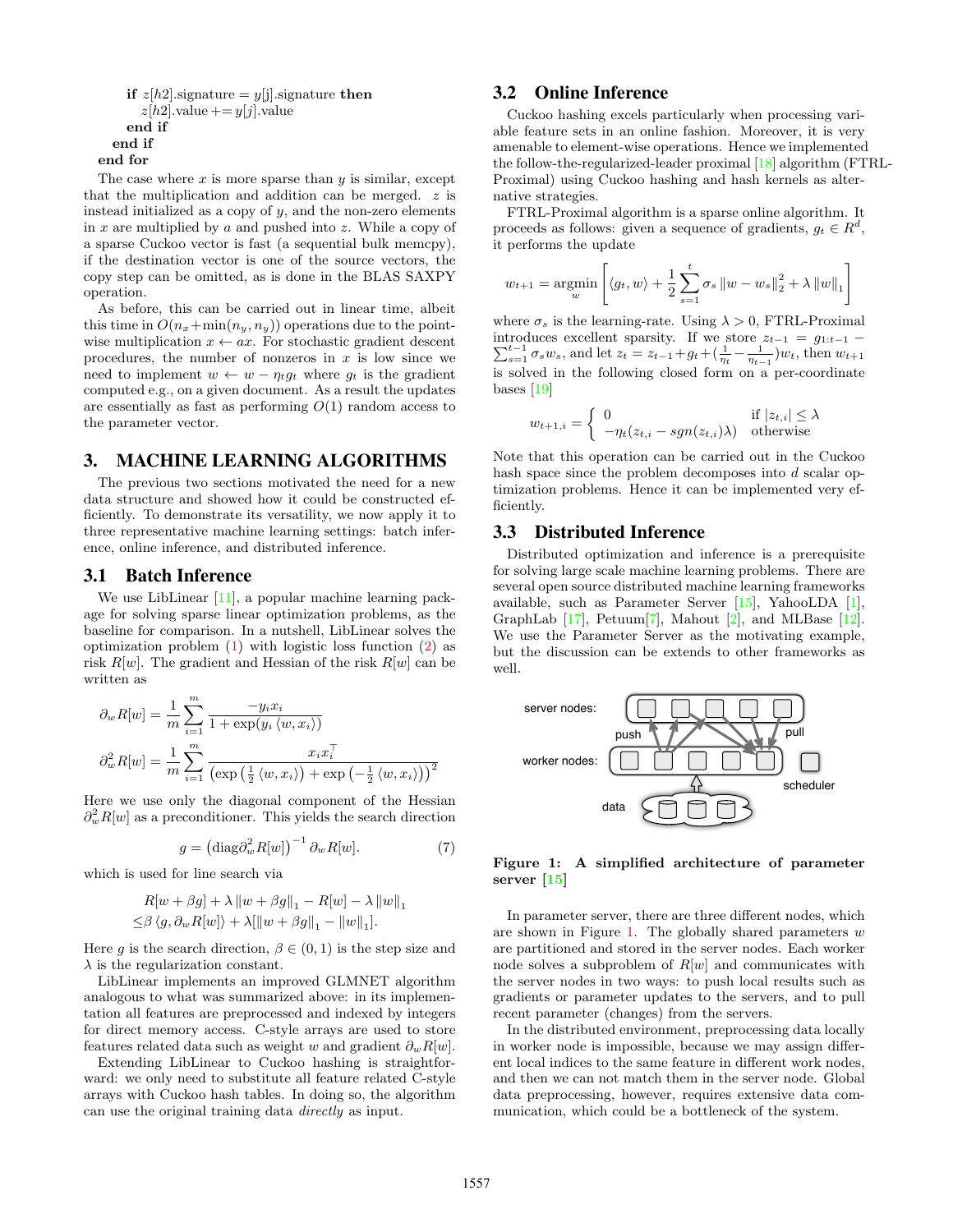```
      if z[h2].signature = y[j].signature then
        z[h2].value += y[j].value
      end if
    end if
  end for
```

The case where $x$ is more sparse than $y$ is similar, except that the multiplication and addition can be merged. $z$ is instead initialized as a copy of $y$, and the non-zero elements in $x$ are multiplied by $a$ and pushed into $z$. While a copy of a sparse Cuckoo vector is fast (a sequential bulk memcpy), if the destination vector is one of the source vectors, the copy step can be omitted, as is done in the BLAS SAXPY operation.

As before, this can be carried out in linear time, albeit this time in $O(n_x + \min(n_y, n_y))$ operations due to the point-wise multiplication $x \leftarrow ax$. For stochastic gradient descent procedures, the number of nonzeros in $x$ is low since we need to implement $w \leftarrow w - \eta_t g_t$ where $g_t$ is the gradient computed e.g., on a given document. As a result the updates are essentially as fast as performing $O(1)$ random access to the parameter vector.

# 3. MACHINE LEARNING ALGORITHMS

The previous two sections motivated the need for a new data structure and showed how it could be constructed efficiently. To demonstrate its versatility, we now apply it to three representative machine learning settings: batch inference, online inference, and distributed inference.

## 3.1 Batch Inference

We use LibLinear [11], a popular machine learning package for solving sparse linear optimization problems, as the baseline for comparison. In a nutshell, LibLinear solves the optimization problem (1) with logistic loss function (2) as risk $R[w]$. The gradient and Hessian of the risk $R[w]$ can be written as

$$\partial_w R[w] = \frac{1}{m} \sum_{i=1}^{m} \frac{-y_i x_i}{1 + \exp(y_i \langle w, x_i \rangle)}$$

$$\partial_w^2 R[w] = \frac{1}{m} \sum_{i=1}^{m} \frac{x_i x_i^\top}{\left(\exp\left(\frac{1}{2}\langle w, x_i \rangle\right) + \exp\left(-\frac{1}{2}\langle w, x_i \rangle\right)\right)^2}$$

Here we use only the diagonal component of the Hessian $\partial_w^2 R[w]$ as a preconditioner. This yields the search direction

$$g = \left(\text{diag} \partial_w^2 R[w]\right)^{-1} \partial_w R[w]. \quad (7)$$

which is used for line search via

$$\begin{aligned} &R[w + \beta g] + \lambda \|w + \beta g\|_1 - R[w] - \lambda \|w\|_1 \\ \leq &\beta \langle g, \partial_w R[w] \rangle + \lambda[\|w + \beta g\|_1 - \|w\|_1]. \end{aligned}$$

Here $g$ is the search direction, $\beta \in (0, 1)$ is the step size and $\lambda$ is the regularization constant.

LibLinear implements an improved GLMNET algorithm analogous to what was summarized above: in its implementation all features are preprocessed and indexed by integers for direct memory access. C-style arrays are used to store features related data such as weight $w$ and gradient $\partial_w R[w]$.

Extending LibLinear to Cuckoo hashing is straightforward: we only need to substitute all feature related C-style arrays with Cuckoo hash tables. In doing so, the algorithm can use the original training data *directly* as input.

## 3.2 Online Inference

Cuckoo hashing excels particularly when processing variable feature sets in an online fashion. Moreover, it is very amenable to element-wise operations. Hence we implemented the follow-the-regularized-leader proximal [18] algorithm (FTRL-Proximal) using Cuckoo hashing and hash kernels as alternative strategies.

FTRL-Proximal algorithm is a sparse online algorithm. It proceeds as follows: given a sequence of gradients, $g_t \in R^d$, it performs the update

$$w_{t+1} = \underset{w}{\text{argmin}} \left[ \langle g_t, w \rangle + \frac{1}{2} \sum_{s=1}^{t} \sigma_s \|w - w_s\|_2^2 + \lambda \|w\|_1 \right]$$

where $\sigma_s$ is the learning-rate. Using $\lambda > 0$, FTRL-Proximal introduces excellent sparsity. If we store $z_{t-1} = g_{1:t-1} - \sum_{s=1}^{t-1} \sigma_s w_s$, and let $z_t = z_{t-1} + g_t + (\frac{1}{\eta_t} - \frac{1}{\eta_{t-1}}) w_t$, then $w_{t+1}$ is solved in the following closed form on a per-coordinate bases [19]

$$w_{t+1,i} = \begin{cases} 0 & \text{if } |z_{t,i}| \leq \lambda \\ -\eta_t(z_{t,i} - sgn(z_{t,i})\lambda) & \text{otherwise} \end{cases}$$

Note that this operation can be carried out in the Cuckoo hash space since the problem decomposes into $d$ scalar optimization problems. Hence it can be implemented very efficiently.

## 3.3 Distributed Inference

Distributed optimization and inference is a prerequisite for solving large scale machine learning problems. There are several open source distributed machine learning frameworks available, such as Parameter Server [15], YahooLDA [1], GraphLab [17], Petuum[7], Mahout [2], and MLBase [12]. We use the Parameter Server as the motivating example, but the discussion can be extends to other frameworks as well.

server nodes:
push
pull
worker nodes:
scheduler
data

**Figure 1: A simplified architecture of parameter server [15]**

In parameter server, there are three different nodes, which are shown in Figure 1. The globally shared parameters $w$ are partitioned and stored in the server nodes. Each worker node solves a subproblem of $R[w]$ and communicates with the server nodes in two ways: to push local results such as gradients or parameter updates to the servers, and to pull recent parameter (changes) from the servers.

In the distributed environment, preprocessing data locally in worker node is impossible, because we may assign different local indices to the same feature in different work nodes, and then we can not match them in the server node. Global data preprocessing, however, requires extensive data communication, which could be a bottleneck of the system.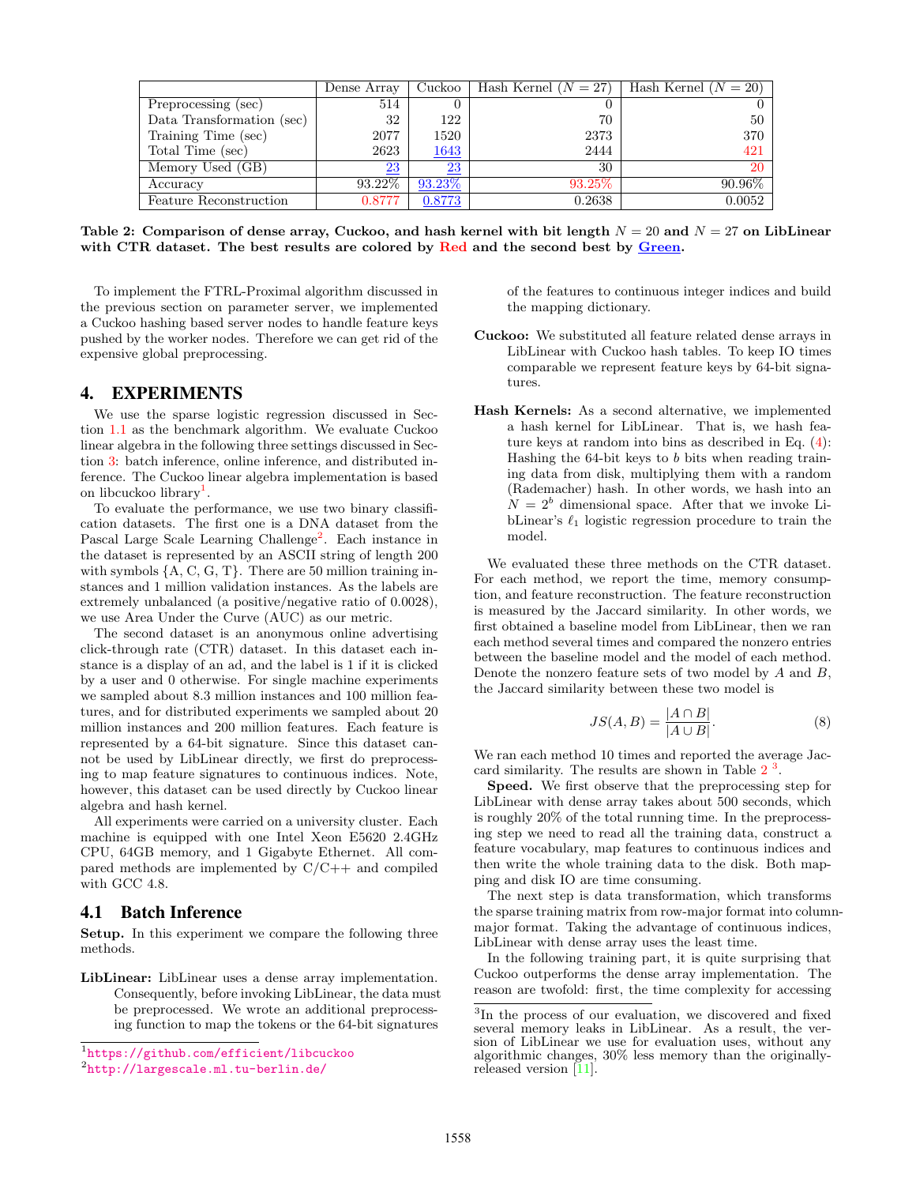| | Dense Array | Cuckoo | Hash Kernel ($N = 27$) | Hash Kernel ($N = 20$) |
|---|---|---|---|---|
| Preprocessing (sec) | 514 | 0 | 0 | 0 |
| Data Transformation (sec) | 32 | 122 | 70 | 50 |
| Training Time (sec) | 2077 | 1520 | 2373 | 370 |
| Total Time (sec) | 2623 | 1643 | 2444 | 421 |
| Memory Used (GB) | 23 | 23 | 30 | 20 |
| Accuracy | 93.22% | 93.23% | 93.25% | 90.96% |
| Feature Reconstruction | 0.8777 | 0.8773 | 0.2638 | 0.0052 |

**Table 2: Comparison of dense array, Cuckoo, and hash kernel with bit length $N = 20$ and $N = 27$ on LibLinear with CTR dataset. The best results are colored by Red and the second best by Green.**

To implement the FTRL-Proximal algorithm discussed in the previous section on parameter server, we implemented a Cuckoo hashing based server nodes to handle feature keys pushed by the worker nodes. Therefore we can get rid of the expensive global preprocessing.

# 4. EXPERIMENTS

We use the sparse logistic regression discussed in Section 1.1 as the benchmark algorithm. We evaluate Cuckoo linear algebra in the following three settings discussed in Section 3: batch inference, online inference, and distributed inference. The Cuckoo linear algebra implementation is based on libcuckoo library[1].

To evaluate the performance, we use two binary classification datasets. The first one is a DNA dataset from the Pascal Large Scale Learning Challenge[2]. Each instance in the dataset is represented by an ASCII string of length 200 with symbols {A, C, G, T}. There are 50 million training instances and 1 million validation instances. As the labels are extremely unbalanced (a positive/negative ratio of 0.0028), we use Area Under the Curve (AUC) as our metric.

The second dataset is an anonymous online advertising click-through rate (CTR) dataset. In this dataset each instance is a display of an ad, and the label is 1 if it is clicked by a user and 0 otherwise. For single machine experiments we sampled about 8.3 million instances and 100 million features, and for distributed experiments we sampled about 20 million instances and 200 million features. Each feature is represented by a 64-bit signature. Since this dataset cannot be used by LibLinear directly, we first do preprocessing to map feature signatures to continuous indices. Note, however, this dataset can be used directly by Cuckoo linear algebra and hash kernel.

All experiments were carried on a university cluster. Each machine is equipped with one Intel Xeon E5620 2.4GHz CPU, 64GB memory, and 1 Gigabyte Ethernet. All compared methods are implemented by C/C++ and compiled with GCC 4.8.

## 4.1 Batch Inference

**Setup.** In this experiment we compare the following three methods.

**LibLinear:** LibLinear uses a dense array implementation. Consequently, before invoking LibLinear, the data must be preprocessed. We wrote an additional preprocessing function to map the tokens or the 64-bit signatures of the features to continuous integer indices and build the mapping dictionary.

**Cuckoo:** We substituted all feature related dense arrays in LibLinear with Cuckoo hash tables. To keep IO times comparable we represent feature keys by 64-bit signatures.

**Hash Kernels:** As a second alternative, we implemented a hash kernel for LibLinear. That is, we hash feature keys at random into bins as described in Eq. (4): Hashing the 64-bit keys to $b$ bits when reading training data from disk, multiplying them with a random (Rademacher) hash. In other words, we hash into an $N = 2^b$ dimensional space. After that we invoke LibLinear's $\ell_1$ logistic regression procedure to train the model.

We evaluated these three methods on the CTR dataset. For each method, we report the time, memory consumption, and feature reconstruction. The feature reconstruction is measured by the Jaccard similarity. In other words, we first obtained a baseline model from LibLinear, then we ran each method several times and compared the nonzero entries between the baseline model and the model of each method. Denote the nonzero feature sets of two model by $A$ and $B$, the Jaccard similarity between these two model is

$$JS(A, B) = \frac{|A \cap B|}{|A \cup B|}. \quad (8)$$

We ran each method 10 times and reported the average Jaccard similarity. The results are shown in Table 2 [3].

**Speed.** We first observe that the preprocessing step for LibLinear with dense array takes about 500 seconds, which is roughly 20% of the total running time. In the preprocessing step we need to read all the training data, construct a feature vocabulary, map features to continuous indices and then write the whole training data to the disk. Both mapping and disk IO are time consuming.

The next step is data transformation, which transforms the sparse training matrix from row-major format into column-major format. Taking the advantage of continuous indices, LibLinear with dense array uses the least time.

In the following training part, it is quite surprising that Cuckoo outperforms the dense array implementation. The reason are twofold: first, the time complexity for accessing

[1] https://github.com/efficient/libcuckoo

[2] http://largescale.ml.tu-berlin.de/

[3] In the process of our evaluation, we discovered and fixed several memory leaks in LibLinear. As a result, the version of LibLinear we use for evaluation uses, without any algorithmic changes, 30% less memory than the originally-released version [11].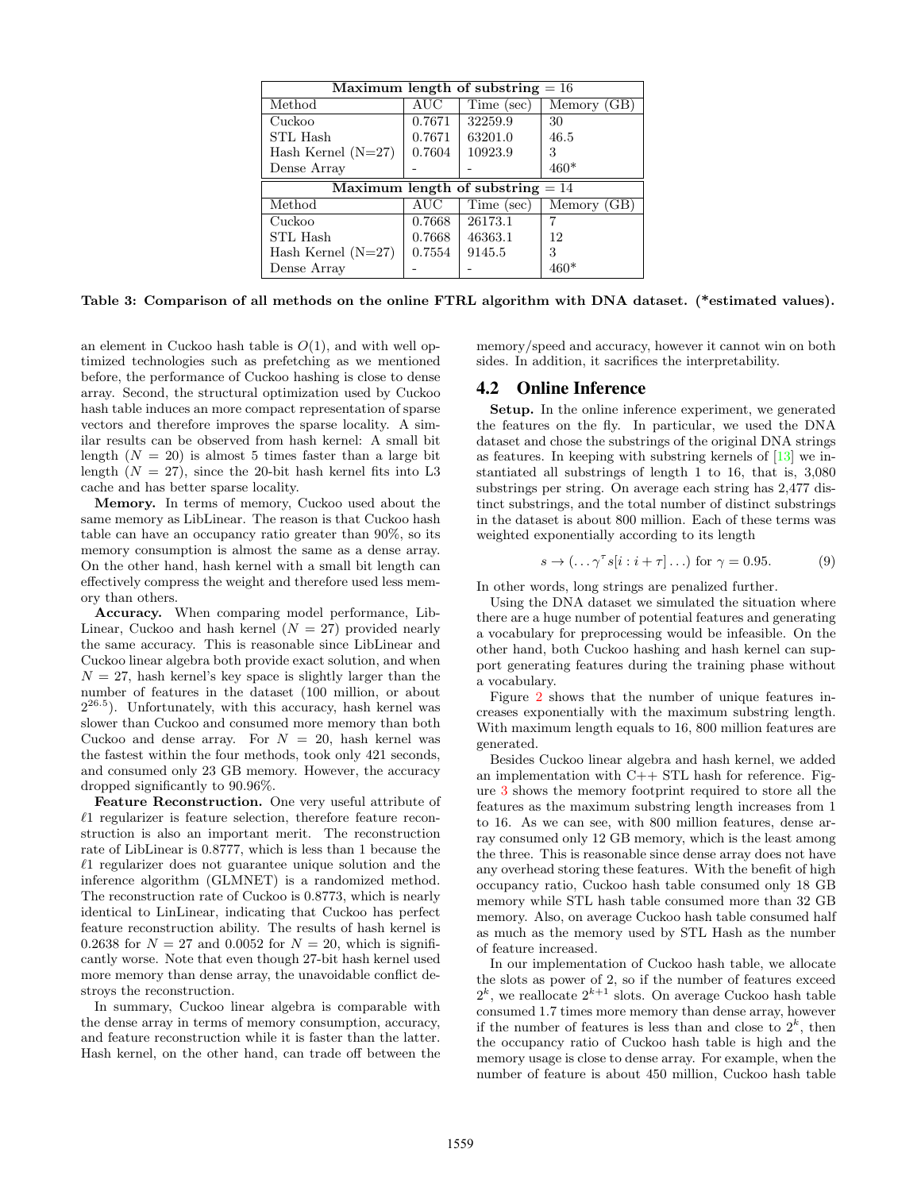| Maximum length of substring = 16 | | | |
|---|---|---|---|
| Method | AUC | Time (sec) | Memory (GB) |
| Cuckoo | 0.7671 | 32259.9 | 30 |
| STL Hash | 0.7671 | 63201.0 | 46.5 |
| Hash Kernel (N=27) | 0.7604 | 10923.9 | 3 |
| Dense Array | - | - | 460* |
| **Maximum length of substring = 14** | | | |
| Method | AUC | Time (sec) | Memory (GB) |
| Cuckoo | 0.7668 | 26173.1 | 7 |
| STL Hash | 0.7668 | 46363.1 | 12 |
| Hash Kernel (N=27) | 0.7554 | 9145.5 | 3 |
| Dense Array | - | - | 460* |

**Table 3: Comparison of all methods on the online FTRL algorithm with DNA dataset. (*estimated values).**

an element in Cuckoo hash table is $O(1)$, and with well optimized technologies such as prefetching as we mentioned before, the performance of Cuckoo hashing is close to dense array. Second, the structural optimization used by Cuckoo hash table induces an more compact representation of sparse vectors and therefore improves the sparse locality. A similar results can be observed from hash kernel: A small bit length ($N = 20$) is almost 5 times faster than a large bit length ($N = 27$), since the 20-bit hash kernel fits into L3 cache and has better sparse locality.

**Memory.** In terms of memory, Cuckoo used about the same memory as LibLinear. The reason is that Cuckoo hash table can have an occupancy ratio greater than 90%, so its memory consumption is almost the same as a dense array. On the other hand, hash kernel with a small bit length can effectively compress the weight and therefore used less memory than others.

**Accuracy.** When comparing model performance, LibLinear, Cuckoo and hash kernel ($N = 27$) provided nearly the same accuracy. This is reasonable since LibLinear and Cuckoo linear algebra both provide exact solution, and when $N = 27$, hash kernel's key space is slightly larger than the number of features in the dataset (100 million, or about $2^{26.5}$). Unfortunately, with this accuracy, hash kernel was slower than Cuckoo and consumed more memory than both Cuckoo and dense array. For $N = 20$, hash kernel was the fastest within the four methods, took only 421 seconds, and consumed only 23 GB memory. However, the accuracy dropped significantly to 90.96%.

**Feature Reconstruction.** One very useful attribute of $\ell 1$ regularizer is feature selection, therefore feature reconstruction is also an important merit. The reconstruction rate of LibLinear is 0.8777, which is less than 1 because the $\ell 1$ regularizer does not guarantee unique solution and the inference algorithm (GLMNET) is a randomized method. The reconstruction rate of Cuckoo is 0.8773, which is nearly identical to LinLinear, indicating that Cuckoo has perfect feature reconstruction ability. The results of hash kernel is 0.2638 for $N = 27$ and 0.0052 for $N = 20$, which is significantly worse. Note that even though 27-bit hash kernel used more memory than dense array, the unavoidable conflict destroys the reconstruction.

In summary, Cuckoo linear algebra is comparable with the dense array in terms of memory consumption, accuracy, and feature reconstruction while it is faster than the latter. Hash kernel, on the other hand, can trade off between the memory/speed and accuracy, however it cannot win on both sides. In addition, it sacrifices the interpretability.

## 4.2 Online Inference

**Setup.** In the online inference experiment, we generated the features on the fly. In particular, we used the DNA dataset and chose the substrings of the original DNA strings as features. In keeping with substring kernels of [13] we instantiated all substrings of length 1 to 16, that is, 3,080 substrings per string. On average each string has 2,477 distinct substrings, and the total number of distinct substrings in the dataset is about 800 million. Each of these terms was weighted exponentially according to its length

$$s \to (\ldots \gamma^{\tau} s[i : i + \tau] \ldots) \text{ for } \gamma = 0.95. \tag{9}$$

In other words, long strings are penalized further.

Using the DNA dataset we simulated the situation where there are a huge number of potential features and generating a vocabulary for preprocessing would be infeasible. On the other hand, both Cuckoo hashing and hash kernel can support generating features during the training phase without a vocabulary.

Figure 2 shows that the number of unique features increases exponentially with the maximum substring length. With maximum length equals to 16, 800 million features are generated.

Besides Cuckoo linear algebra and hash kernel, we added an implementation with C++ STL hash for reference. Figure 3 shows the memory footprint required to store all the features as the maximum substring length increases from 1 to 16. As we can see, with 800 million features, dense array consumed only 12 GB memory, which is the least among the three. This is reasonable since dense array does not have any overhead storing these features. With the benefit of high occupancy ratio, Cuckoo hash table consumed only 18 GB memory while STL hash table consumed more than 32 GB memory. Also, on average Cuckoo hash table consumed half as much as the memory used by STL Hash as the number of feature increased.

In our implementation of Cuckoo hash table, we allocate the slots as power of 2, so if the number of features exceed $2^k$, we reallocate $2^{k+1}$ slots. On average Cuckoo hash table consumed 1.7 times more memory than dense array, however if the number of features is less than and close to $2^k$, then the occupancy ratio of Cuckoo hash table is high and the memory usage is close to dense array. For example, when the number of feature is about 450 million, Cuckoo hash table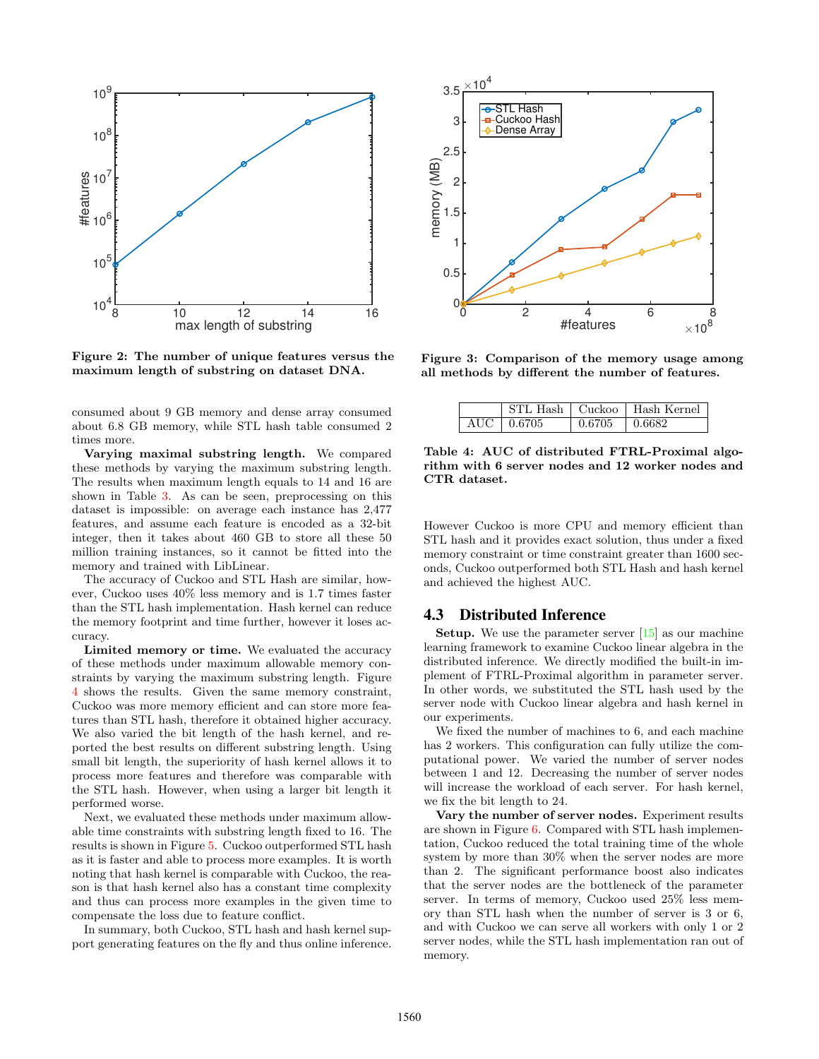$10^9$

$10^8$

$10^7$

$10^6$

$10^5$

$10^4$

#features

8 10 12 14 16

max length of substring

**Figure 2: The number of unique features versus the maximum length of substring on dataset DNA.**

consumed about 9 GB memory and dense array consumed about 6.8 GB memory, while STL hash table consumed 2 times more.

**Varying maximal substring length.** We compared these methods by varying the maximum substring length. The results when maximum length equals to 14 and 16 are shown in Table 3. As can be seen, preprocessing on this dataset is impossible: on average each instance has 2,477 features, and assume each feature is encoded as a 32-bit integer, then it takes about 460 GB to store all these 50 million training instances, so it cannot be fitted into the memory and trained with LibLinear.

The accuracy of Cuckoo and STL Hash are similar, however, Cuckoo uses 40% less memory and is 1.7 times faster than the STL hash implementation. Hash kernel can reduce the memory footprint and time further, however it loses accuracy.

**Limited memory or time.** We evaluated the accuracy of these methods under maximum allowable memory constraints by varying the maximum substring length. Figure 4 shows the results. Given the same memory constraint, Cuckoo was more memory efficient and can store more features than STL hash, therefore it obtained higher accuracy. We also varied the bit length of the hash kernel, and reported the best results on different substring length. Using small bit length, the superiority of hash kernel allows it to process more features and therefore was comparable with the STL hash. However, when using a larger bit length it performed worse.

Next, we evaluated these methods under maximum allowable time constraints with substring length fixed to 16. The results is shown in Figure 5. Cuckoo outperformed STL hash as it is faster and able to process more examples. It is worth noting that hash kernel is comparable with Cuckoo, the reason is that hash kernel also has a constant time complexity and thus can process more examples in the given time to compensate the loss due to feature conflict.

In summary, both Cuckoo, STL hash and hash kernel support generating features on the fly and thus online inference.

$\times 10^4$

3.5

3

2.5

2

1.5

1

0.5

0

memory (MB)

STL Hash

Cuckoo Hash

Dense Array

0 2 4 6 8

#features

$\times 10^8$

**Figure 3: Comparison of the memory usage among all methods by different the number of features.**

| | STL Hash | Cuckoo | Hash Kernel |
|---|---|---|---|
| AUC | 0.6705 | 0.6705 | 0.6682 |

**Table 4: AUC of distributed FTRL-Proximal algorithm with 6 server nodes and 12 worker nodes and CTR dataset.**

However Cuckoo is more CPU and memory efficient than STL hash and it provides exact solution, thus under a fixed memory constraint or time constraint greater than 1600 seconds, Cuckoo outperformed both STL Hash and hash kernel and achieved the highest AUC.

## 4.3 Distributed Inference

**Setup.** We use the parameter server [15] as our machine learning framework to examine Cuckoo linear algebra in the distributed inference. We directly modified the built-in implement of FTRL-Proximal algorithm in parameter server. In other words, we substituted the STL hash used by the server node with Cuckoo linear algebra and hash kernel in our experiments.

We fixed the number of machines to 6, and each machine has 2 workers. This configuration can fully utilize the computational power. We varied the number of server nodes between 1 and 12. Decreasing the number of server nodes will increase the workload of each server. For hash kernel, we fix the bit length to 24.

**Vary the number of server nodes.** Experiment results are shown in Figure 6. Compared with STL hash implementation, Cuckoo reduced the total training time of the whole system by more than 30% when the server nodes are more than 2. The significant performance boost also indicates that the server nodes are the bottleneck of the parameter server. In terms of memory, Cuckoo used 25% less memory than STL hash when the number of server is 3 or 6, and with Cuckoo we can serve all workers with only 1 or 2 server nodes, while the STL hash implementation ran out of memory.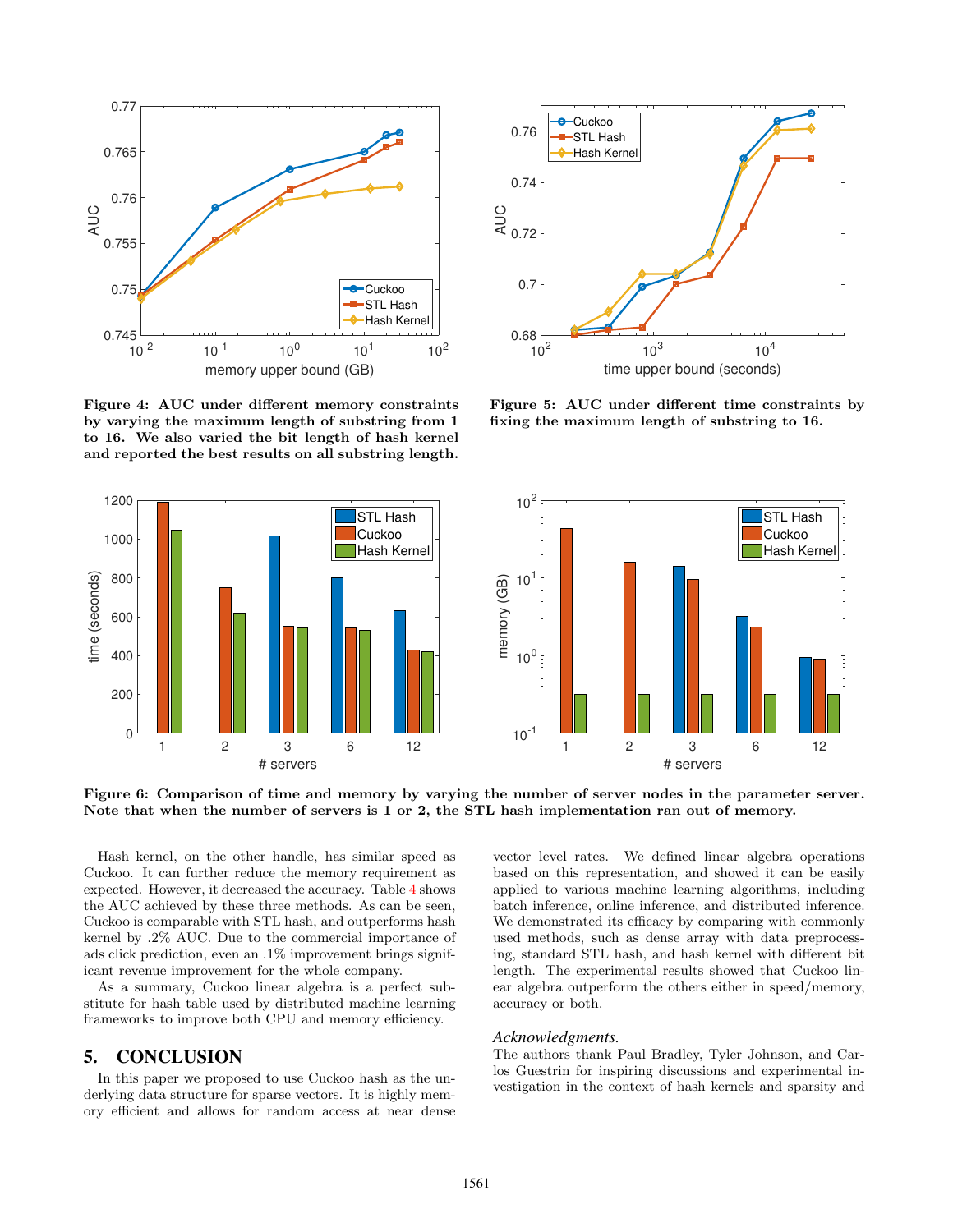0.77
0.765
0.76
0.755
0.75
0.745
AUC
$10^{-2}$ $10^{-1}$ $10^{0}$ $10^{1}$ $10^{2}$
memory upper bound (GB)
Cuckoo
STL Hash
Hash Kernel

**Figure 4: AUC under different memory constraints by varying the maximum length of substring from 1 to 16. We also varied the bit length of hash kernel and reported the best results on all substring length.**

0.76
0.74
0.72
0.7
0.68
AUC
$10^{2}$ $10^{3}$ $10^{4}$
time upper bound (seconds)
Cuckoo
STL Hash
Hash Kernel

**Figure 5: AUC under different time constraints by fixing the maximum length of substring to 16.**

1200
1000
800
600
400
200
0
time (seconds)
1 2 3 6 12
# servers
STL Hash
Cuckoo
Hash Kernel

$10^{2}$
$10^{1}$
$10^{0}$
$10^{-1}$
memory (GB)
1 2 3 6 12
# servers
STL Hash
Cuckoo
Hash Kernel

**Figure 6: Comparison of time and memory by varying the number of server nodes in the parameter server. Note that when the number of servers is 1 or 2, the STL hash implementation ran out of memory.**

Hash kernel, on the other handle, has similar speed as Cuckoo. It can further reduce the memory requirement as expected. However, it decreased the accuracy. Table 4 shows the AUC achieved by these three methods. As can be seen, Cuckoo is comparable with STL hash, and outperforms hash kernel by .2% AUC. Due to the commercial importance of ads click prediction, even an .1% improvement brings significant revenue improvement for the whole company.

As a summary, Cuckoo linear algebra is a perfect substitute for hash table used by distributed machine learning frameworks to improve both CPU and memory efficiency.

## 5. CONCLUSION

In this paper we proposed to use Cuckoo hash as the underlying data structure for sparse vectors. It is highly memory efficient and allows for random access at near dense vector level rates. We defined linear algebra operations based on this representation, and showed it can be easily applied to various machine learning algorithms, including batch inference, online inference, and distributed inference. We demonstrated its efficacy by comparing with commonly used methods, such as dense array with data preprocessing, standard STL hash, and hash kernel with different bit length. The experimental results showed that Cuckoo linear algebra outperform the others either in speed/memory, accuracy or both.

*Acknowledgments.*

The authors thank Paul Bradley, Tyler Johnson, and Carlos Guestrin for inspiring discussions and experimental investigation in the context of hash kernels and sparsity and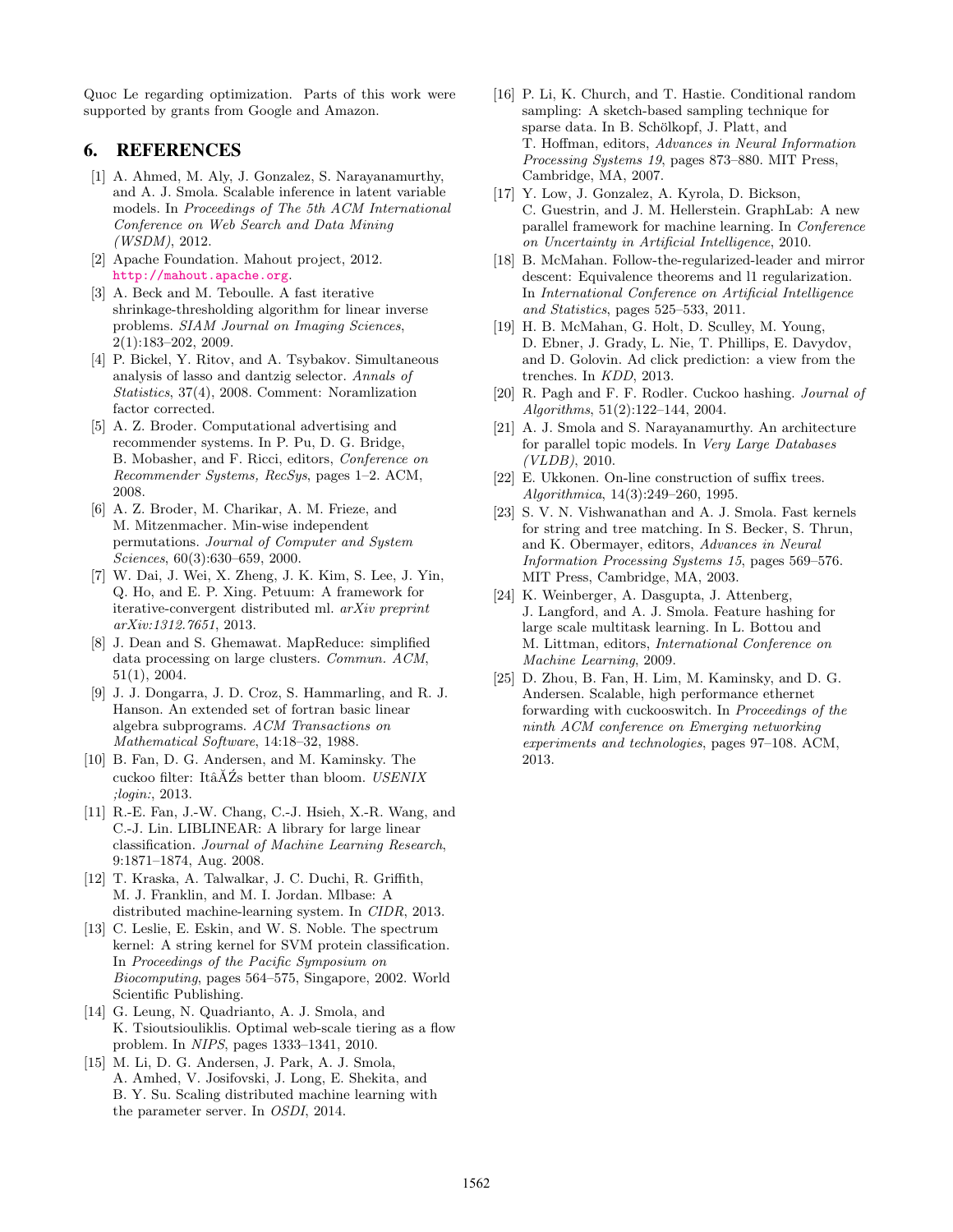Quoc Le regarding optimization. Parts of this work were supported by grants from Google and Amazon.

## 6. REFERENCES

[1] A. Ahmed, M. Aly, J. Gonzalez, S. Narayanamurthy, and A. J. Smola. Scalable inference in latent variable models. In *Proceedings of The 5th ACM International Conference on Web Search and Data Mining (WSDM)*, 2012.

[2] Apache Foundation. Mahout project, 2012. http://mahout.apache.org.

[3] A. Beck and M. Teboulle. A fast iterative shrinkage-thresholding algorithm for linear inverse problems. *SIAM Journal on Imaging Sciences*, 2(1):183–202, 2009.

[4] P. Bickel, Y. Ritov, and A. Tsybakov. Simultaneous analysis of lasso and dantzig selector. *Annals of Statistics*, 37(4), 2008. Comment: Noramlization factor corrected.

[5] A. Z. Broder. Computational advertising and recommender systems. In P. Pu, D. G. Bridge, B. Mobasher, and F. Ricci, editors, *Conference on Recommender Systems, RecSys*, pages 1–2. ACM, 2008.

[6] A. Z. Broder, M. Charikar, A. M. Frieze, and M. Mitzenmacher. Min-wise independent permutations. *Journal of Computer and System Sciences*, 60(3):630–659, 2000.

[7] W. Dai, J. Wei, X. Zheng, J. K. Kim, S. Lee, J. Yin, Q. Ho, and E. P. Xing. Petuum: A framework for iterative-convergent distributed ml. *arXiv preprint arXiv:1312.7651*, 2013.

[8] J. Dean and S. Ghemawat. MapReduce: simplified data processing on large clusters. *Commun. ACM*, 51(1), 2004.

[9] J. J. Dongarra, J. D. Croz, S. Hammarling, and R. J. Hanson. An extended set of fortran basic linear algebra subprograms. *ACM Transactions on Mathematical Software*, 14:18–32, 1988.

[10] B. Fan, D. G. Andersen, and M. Kaminsky. The cuckoo filter: ItâĂŹs better than bloom. *USENIX ;login:*, 2013.

[11] R.-E. Fan, J.-W. Chang, C.-J. Hsieh, X.-R. Wang, and C.-J. Lin. LIBLINEAR: A library for large linear classification. *Journal of Machine Learning Research*, 9:1871–1874, Aug. 2008.

[12] T. Kraska, A. Talwalkar, J. C. Duchi, R. Griffith, M. J. Franklin, and M. I. Jordan. Mlbase: A distributed machine-learning system. In *CIDR*, 2013.

[13] C. Leslie, E. Eskin, and W. S. Noble. The spectrum kernel: A string kernel for SVM protein classification. In *Proceedings of the Pacific Symposium on Biocomputing*, pages 564–575, Singapore, 2002. World Scientific Publishing.

[14] G. Leung, N. Quadrianto, A. J. Smola, and K. Tsioutsiouliklis. Optimal web-scale tiering as a flow problem. In *NIPS*, pages 1333–1341, 2010.

[15] M. Li, D. G. Andersen, J. Park, A. J. Smola, A. Amhed, V. Josifovski, J. Long, E. Shekita, and B. Y. Su. Scaling distributed machine learning with the parameter server. In *OSDI*, 2014.

[16] P. Li, K. Church, and T. Hastie. Conditional random sampling: A sketch-based sampling technique for sparse data. In B. Schölkopf, J. Platt, and T. Hoffman, editors, *Advances in Neural Information Processing Systems 19*, pages 873–880. MIT Press, Cambridge, MA, 2007.

[17] Y. Low, J. Gonzalez, A. Kyrola, D. Bickson, C. Guestrin, and J. M. Hellerstein. GraphLab: A new parallel framework for machine learning. In *Conference on Uncertainty in Artificial Intelligence*, 2010.

[18] B. McMahan. Follow-the-regularized-leader and mirror descent: Equivalence theorems and l1 regularization. In *International Conference on Artificial Intelligence and Statistics*, pages 525–533, 2011.

[19] H. B. McMahan, G. Holt, D. Sculley, M. Young, D. Ebner, J. Grady, L. Nie, T. Phillips, E. Davydov, and D. Golovin. Ad click prediction: a view from the trenches. In *KDD*, 2013.

[20] R. Pagh and F. F. Rodler. Cuckoo hashing. *Journal of Algorithms*, 51(2):122–144, 2004.

[21] A. J. Smola and S. Narayanamurthy. An architecture for parallel topic models. In *Very Large Databases (VLDB)*, 2010.

[22] E. Ukkonen. On-line construction of suffix trees. *Algorithmica*, 14(3):249–260, 1995.

[23] S. V. N. Vishwanathan and A. J. Smola. Fast kernels for string and tree matching. In S. Becker, S. Thrun, and K. Obermayer, editors, *Advances in Neural Information Processing Systems 15*, pages 569–576. MIT Press, Cambridge, MA, 2003.

[24] K. Weinberger, A. Dasgupta, J. Attenberg, J. Langford, and A. J. Smola. Feature hashing for large scale multitask learning. In L. Bottou and M. Littman, editors, *International Conference on Machine Learning*, 2009.

[25] D. Zhou, B. Fan, H. Lim, M. Kaminsky, and D. G. Andersen. Scalable, high performance ethernet forwarding with cuckooswitch. In *Proceedings of the ninth ACM conference on Emerging networking experiments and technologies*, pages 97–108. ACM, 2013.